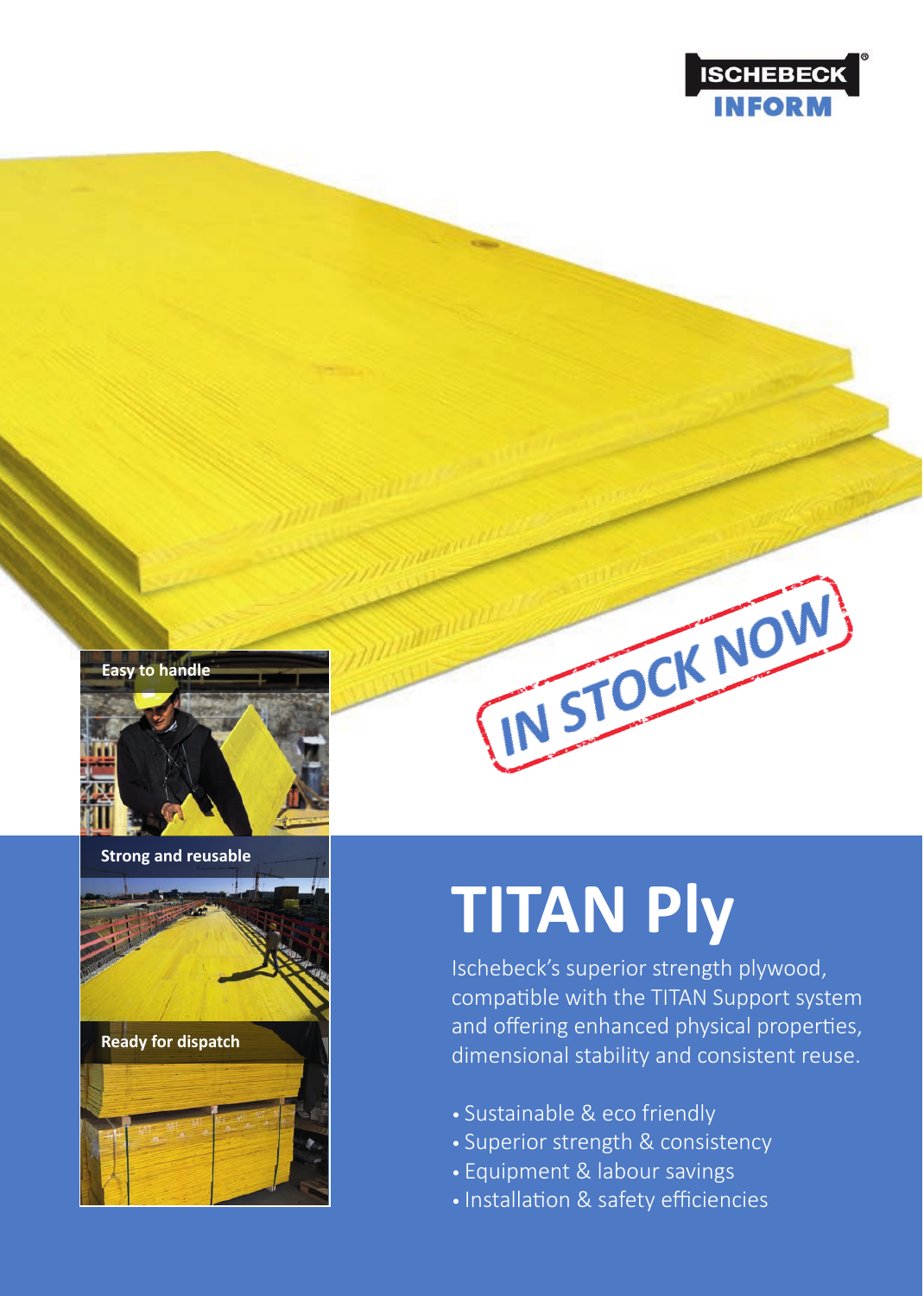ISCHEBECK INFORM

IN STOCK NOW

Easy to handle

Strong and reusable

Ready for dispatch

# TITAN Ply

Ischebeck's superior strength plywood, compatible with the TITAN Support system and offering enhanced physical properties, dimensional stability and consistent reuse.

- Sustainable & eco friendly
- Superior strength & consistency
- Equipment & labour savings
- Installation & safety efficiencies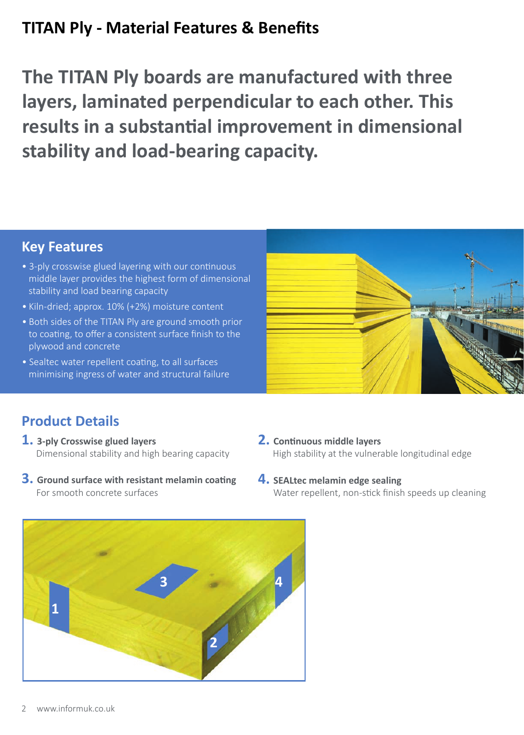# TITAN Ply - Material Features & Benefits

## The TITAN Ply boards are manufactured with three layers, laminated perpendicular to each other. This results in a substantial improvement in dimensional stability and load-bearing capacity.

### Key Features

- 3-ply crosswise glued layering with our continuous middle layer provides the highest form of dimensional stability and load bearing capacity
- Kiln-dried; approx. 10% (+2%) moisture content
- Both sides of the TITAN Ply are ground smooth prior to coating, to offer a consistent surface finish to the plywood and concrete
- Sealtec water repellent coating, to all surfaces minimising ingress of water and structural failure

## Product Details

1. **3-ply Crosswise glued layers**
   Dimensional stability and high bearing capacity
2. **Continuous middle layers**
   High stability at the vulnerable longitudinal edge
3. **Ground surface with resistant melamin coating**
   For smooth concrete surfaces
4. **SEALtec melamin edge sealing**
   Water repellent, non-stick finish speeds up cleaning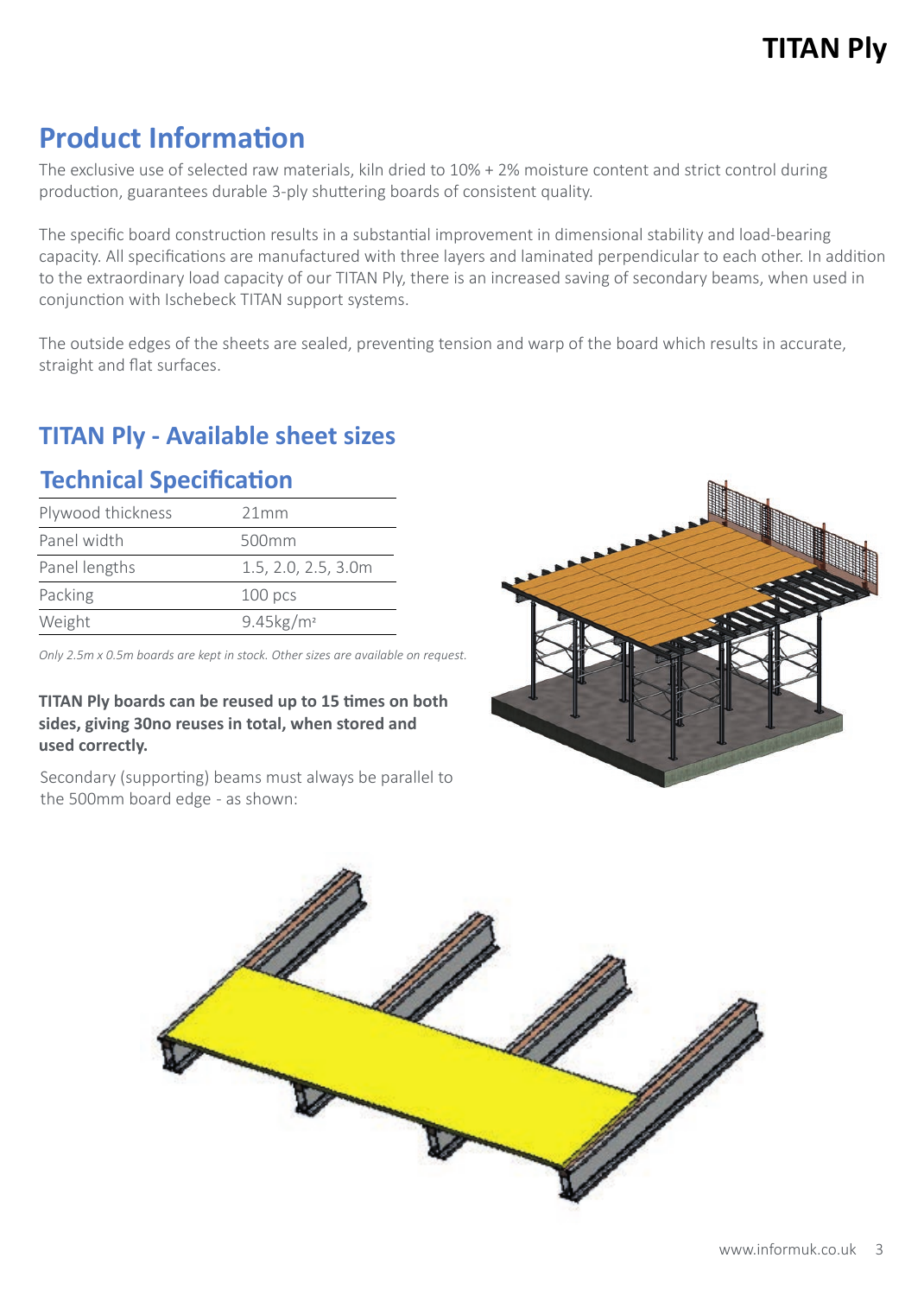## Product Information

The exclusive use of selected raw materials, kiln dried to 10% + 2% moisture content and strict control during production, guarantees durable 3-ply shuttering boards of consistent quality.

The specific board construction results in a substantial improvement in dimensional stability and load-bearing capacity. All specifications are manufactured with three layers and laminated perpendicular to each other. In addition to the extraordinary load capacity of our TITAN Ply, there is an increased saving of secondary beams, when used in conjunction with Ischebeck TITAN support systems.

The outside edges of the sheets are sealed, preventing tension and warp of the board which results in accurate, straight and flat surfaces.

## TITAN Ply - Available sheet sizes

### Technical Specification

| | |
|---|---|
| Plywood thickness | 21mm |
| Panel width | 500mm |
| Panel lengths | 1.5, 2.0, 2.5, 3.0m |
| Packing | 100 pcs |
| Weight | 9.45kg/m² |

*Only 2.5m x 0.5m boards are kept in stock. Other sizes are available on request.*

**TITAN Ply boards can be reused up to 15 times on both sides, giving 30no reuses in total, when stored and used correctly.**

Secondary (supporting) beams must always be parallel to the 500mm board edge - as shown: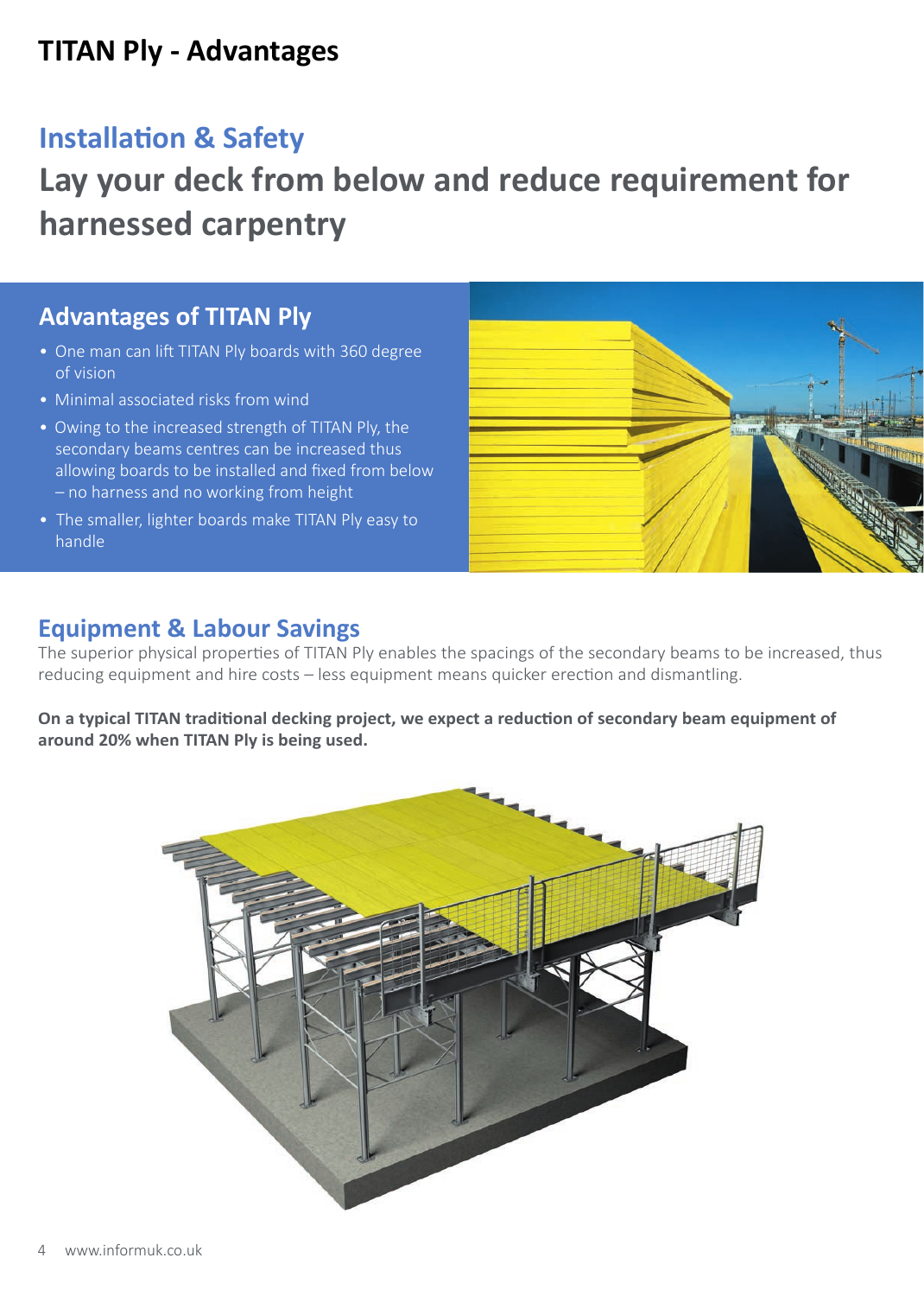# TITAN Ply - Advantages

## Installation & Safety

## Lay your deck from below and reduce requirement for harnessed carpentry

### Advantages of TITAN Ply

- One man can lift TITAN Ply boards with 360 degree of vision
- Minimal associated risks from wind
- Owing to the increased strength of TITAN Ply, the secondary beams centres can be increased thus allowing boards to be installed and fixed from below – no harness and no working from height
- The smaller, lighter boards make TITAN Ply easy to handle

## Equipment & Labour Savings

The superior physical properties of TITAN Ply enables the spacings of the secondary beams to be increased, thus reducing equipment and hire costs – less equipment means quicker erection and dismantling.

**On a typical TITAN traditional decking project, we expect a reduction of secondary beam equipment of around 20% when TITAN Ply is being used.**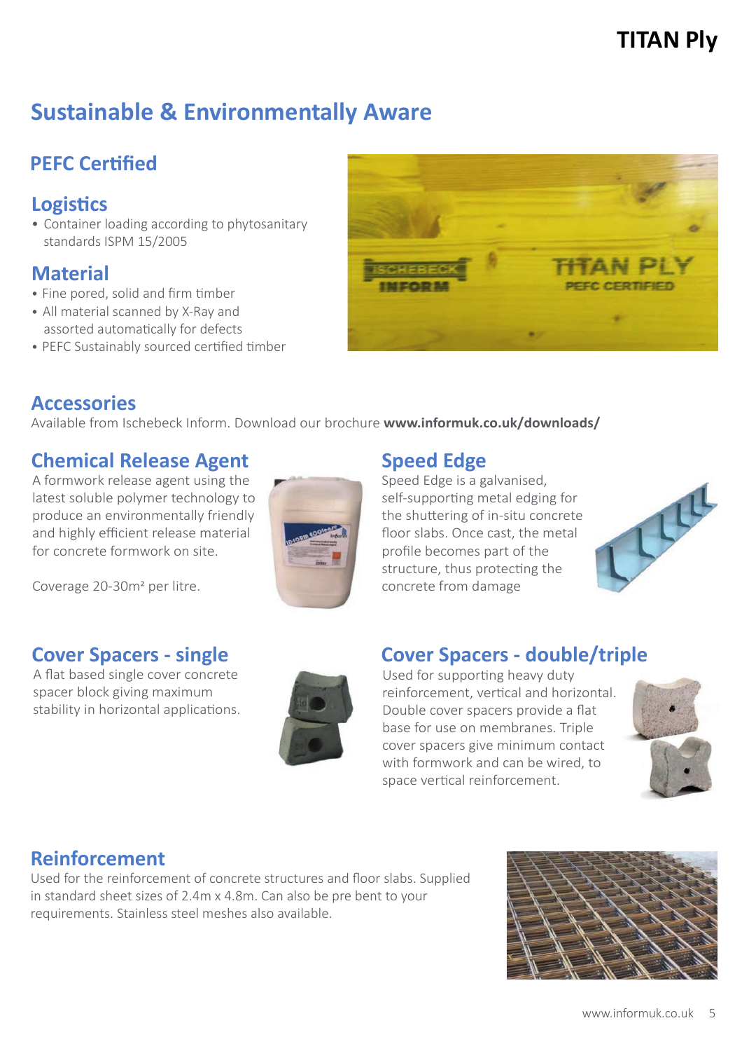# Sustainable & Environmentally Aware

## PEFC Certified

### Logistics

- Container loading according to phytosanitary standards ISPM 15/2005

### Material

- Fine pored, solid and firm timber
- All material scanned by X-Ray and assorted automatically for defects
- PEFC Sustainably sourced certified timber

## Accessories

Available from Ischebeck Inform. Download our brochure **www.informuk.co.uk/downloads/**

### Chemical Release Agent

A formwork release agent using the latest soluble polymer technology to produce an environmentally friendly and highly efficient release material for concrete formwork on site.

Coverage 20-30m² per litre.

### Speed Edge

Speed Edge is a galvanised, self-supporting metal edging for the shuttering of in-situ concrete floor slabs. Once cast, the metal profile becomes part of the structure, thus protecting the concrete from damage

### Cover Spacers - single

A flat based single cover concrete spacer block giving maximum stability in horizontal applications.

### Cover Spacers - double/triple

Used for supporting heavy duty reinforcement, vertical and horizontal. Double cover spacers provide a flat base for use on membranes. Triple cover spacers give minimum contact with formwork and can be wired, to space vertical reinforcement.

### Reinforcement

Used for the reinforcement of concrete structures and floor slabs. Supplied in standard sheet sizes of 2.4m x 4.8m. Can also be pre bent to your requirements. Stainless steel meshes also available.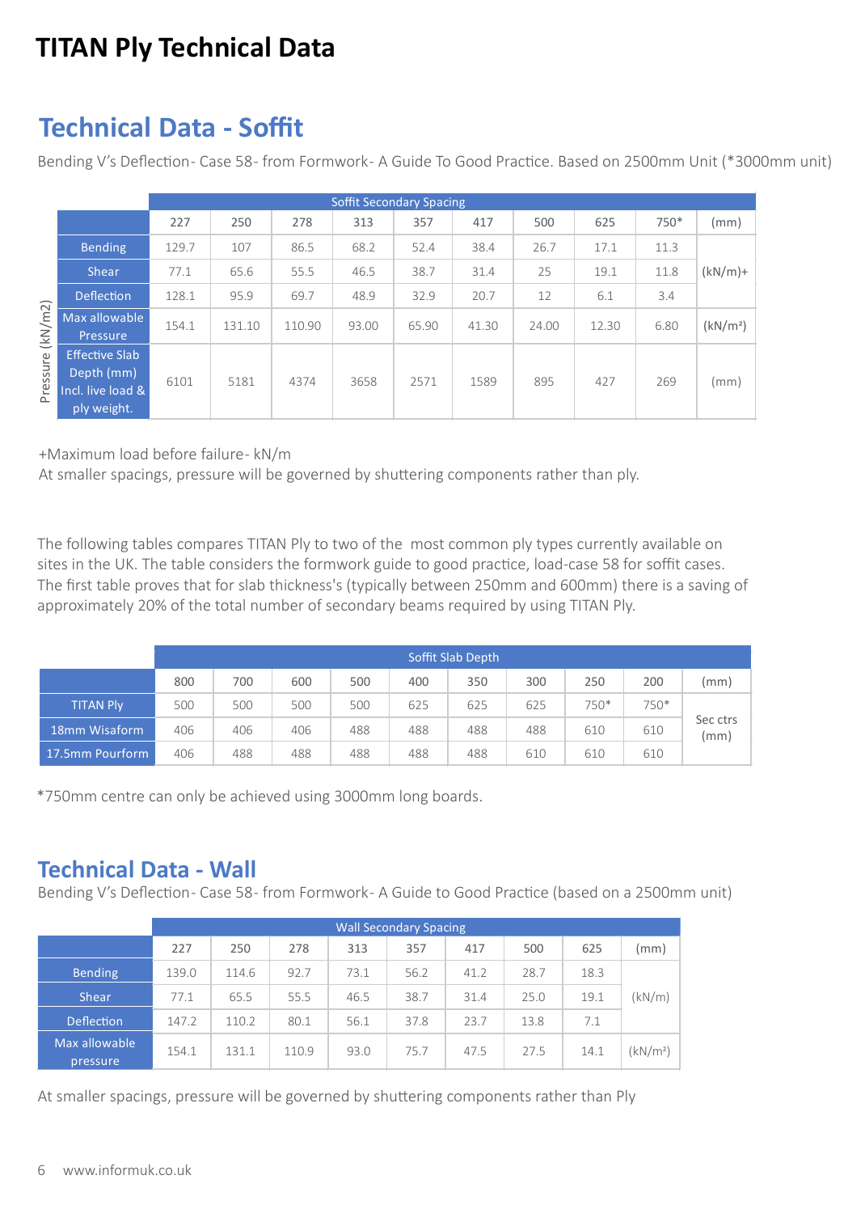# TITAN Ply Technical Data

## Technical Data - Soffit

Bending V's Deflection- Case 58- from Formwork- A Guide To Good Practice. Based on 2500mm Unit (*3000mm unit)

| | | Soffit Secondary Spacing | | | | | | | | | |
|---|---|---|---|---|---|---|---|---|---|---|---|
| | | 227 | 250 | 278 | 313 | 357 | 417 | 500 | 625 | 750* | (mm) |
| Pressure (kN/m2) | Bending | 129.7 | 107 | 86.5 | 68.2 | 52.4 | 38.4 | 26.7 | 17.1 | 11.3 | (kN/m)+ |
| | Shear | 77.1 | 65.6 | 55.5 | 46.5 | 38.7 | 31.4 | 25 | 19.1 | 11.8 | |
| | Deflection | 128.1 | 95.9 | 69.7 | 48.9 | 32.9 | 20.7 | 12 | 6.1 | 3.4 | |
| | Max allowable Pressure | 154.1 | 131.10 | 110.90 | 93.00 | 65.90 | 41.30 | 24.00 | 12.30 | 6.80 | (kN/m²) |
| | Effective Slab Depth (mm) Incl. live load & ply weight. | 6101 | 5181 | 4374 | 3658 | 2571 | 1589 | 895 | 427 | 269 | (mm) |

+Maximum load before failure- kN/m

At smaller spacings, pressure will be governed by shuttering components rather than ply.

The following tables compares TITAN Ply to two of the most common ply types currently available on sites in the UK. The table considers the formwork guide to good practice, load-case 58 for soffit cases. The first table proves that for slab thickness's (typically between 250mm and 600mm) there is a saving of approximately 20% of the total number of secondary beams required by using TITAN Ply.

| | Soffit Slab Depth | | | | | | | | | |
|---|---|---|---|---|---|---|---|---|---|---|
| | 800 | 700 | 600 | 500 | 400 | 350 | 300 | 250 | 200 | (mm) |
| TITAN Ply | 500 | 500 | 500 | 500 | 625 | 625 | 625 | 750* | 750* | Sec ctrs (mm) |
| 18mm Wisaform | 406 | 406 | 406 | 488 | 488 | 488 | 488 | 610 | 610 | |
| 17.5mm Pourform | 406 | 488 | 488 | 488 | 488 | 488 | 610 | 610 | 610 | |

*750mm centre can only be achieved using 3000mm long boards.

## Technical Data - Wall

Bending V's Deflection- Case 58- from Formwork- A Guide to Good Practice (based on a 2500mm unit)

| | Wall Secondary Spacing | | | | | | | | |
|---|---|---|---|---|---|---|---|---|---|
| | 227 | 250 | 278 | 313 | 357 | 417 | 500 | 625 | (mm) |
| Bending | 139.0 | 114.6 | 92.7 | 73.1 | 56.2 | 41.2 | 28.7 | 18.3 | (kN/m) |
| Shear | 77.1 | 65.5 | 55.5 | 46.5 | 38.7 | 31.4 | 25.0 | 19.1 | |
| Deflection | 147.2 | 110.2 | 80.1 | 56.1 | 37.8 | 23.7 | 13.8 | 7.1 | |
| Max allowable pressure | 154.1 | 131.1 | 110.9 | 93.0 | 75.7 | 47.5 | 27.5 | 14.1 | (kN/m²) |

At smaller spacings, pressure will be governed by shuttering components rather than Ply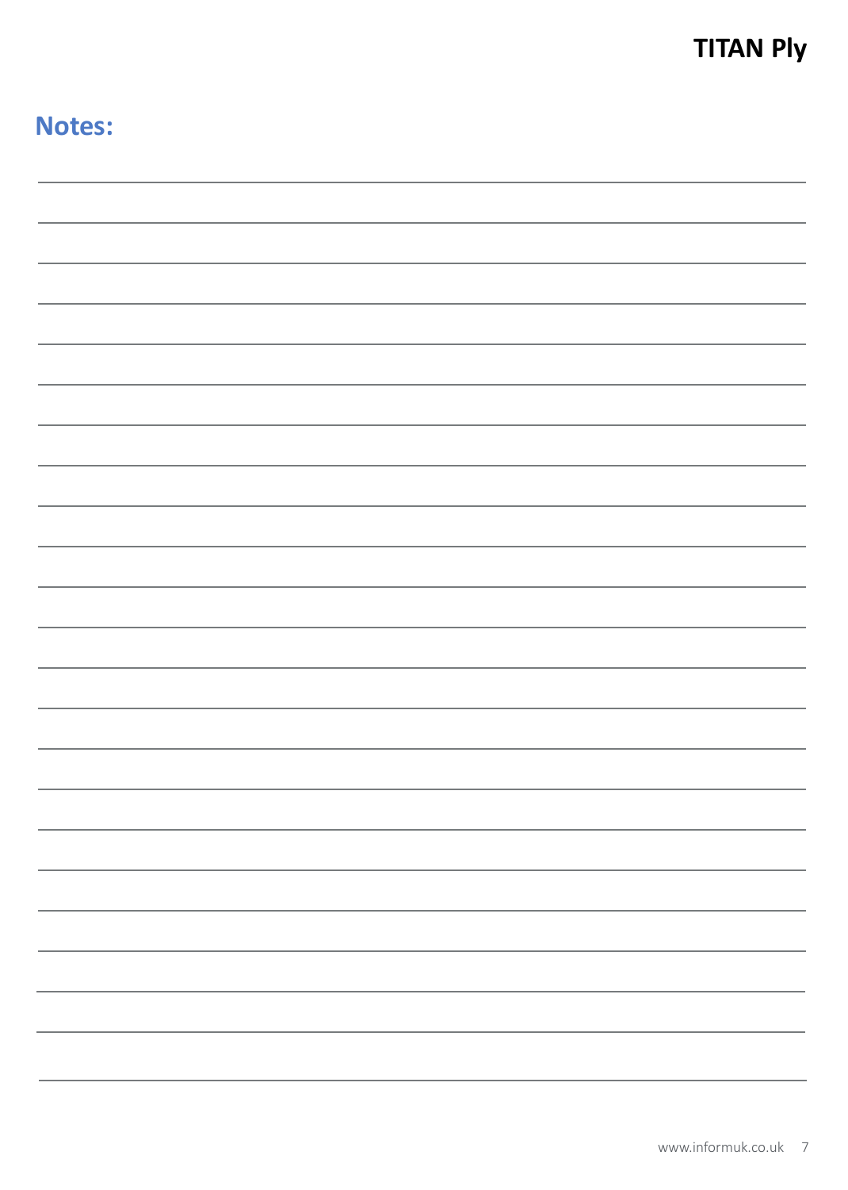## Notes: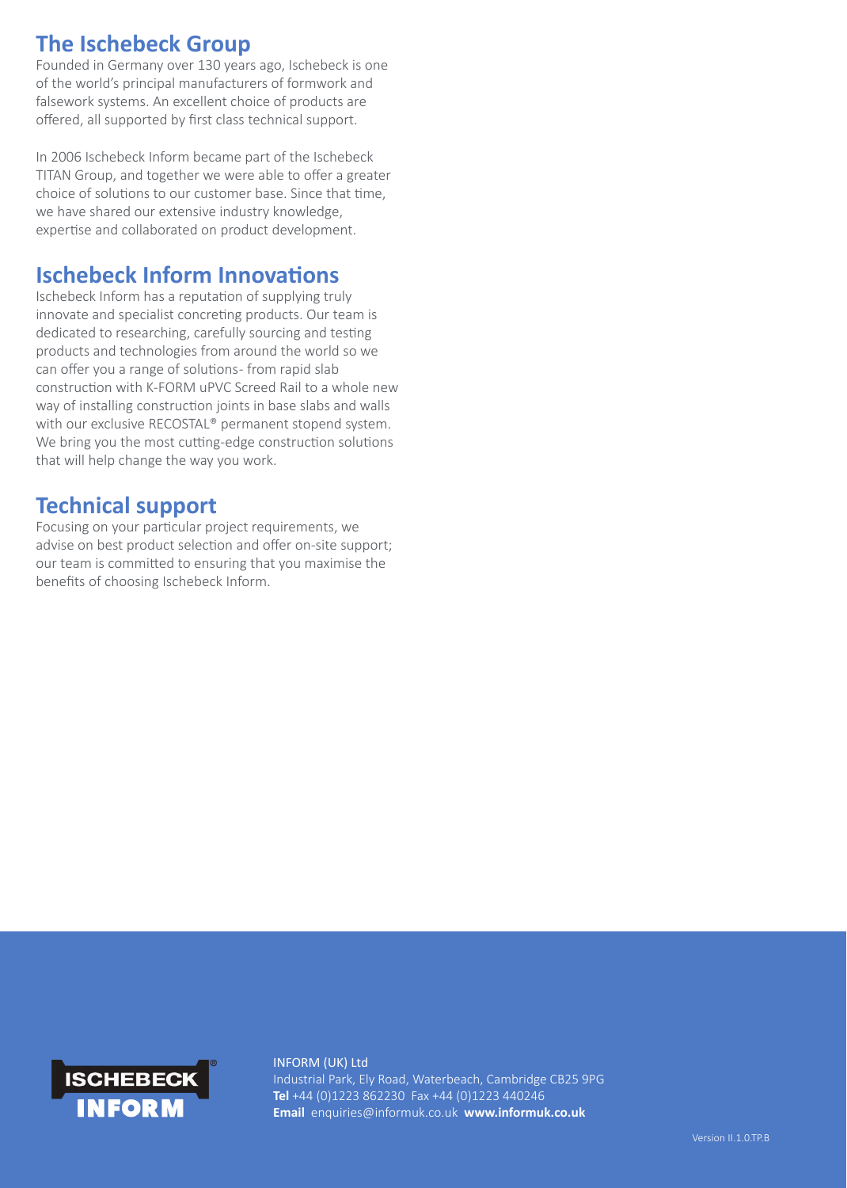## The Ischebeck Group

Founded in Germany over 130 years ago, Ischebeck is one of the world's principal manufacturers of formwork and falsework systems. An excellent choice of products are offered, all supported by first class technical support.

In 2006 Ischebeck Inform became part of the Ischebeck TITAN Group, and together we were able to offer a greater choice of solutions to our customer base. Since that time, we have shared our extensive industry knowledge, expertise and collaborated on product development.

## Ischebeck Inform Innovations

Ischebeck Inform has a reputation of supplying truly innovate and specialist concreting products. Our team is dedicated to researching, carefully sourcing and testing products and technologies from around the world so we can offer you a range of solutions- from rapid slab construction with K-FORM uPVC Screed Rail to a whole new way of installing construction joints in base slabs and walls with our exclusive RECOSTAL® permanent stopend system. We bring you the most cutting-edge construction solutions that will help change the way you work.

## Technical support

Focusing on your particular project requirements, we advise on best product selection and offer on-site support; our team is committed to ensuring that you maximise the benefits of choosing Ischebeck Inform.

ISCHEBECK® INFORM

INFORM (UK) Ltd
Industrial Park, Ely Road, Waterbeach, Cambridge CB25 9PG
**Tel** +44 (0)1223 862230 Fax +44 (0)1223 440246
**Email** enquiries@informuk.co.uk **www.informuk.co.uk**

Version II.1.0.TP.B